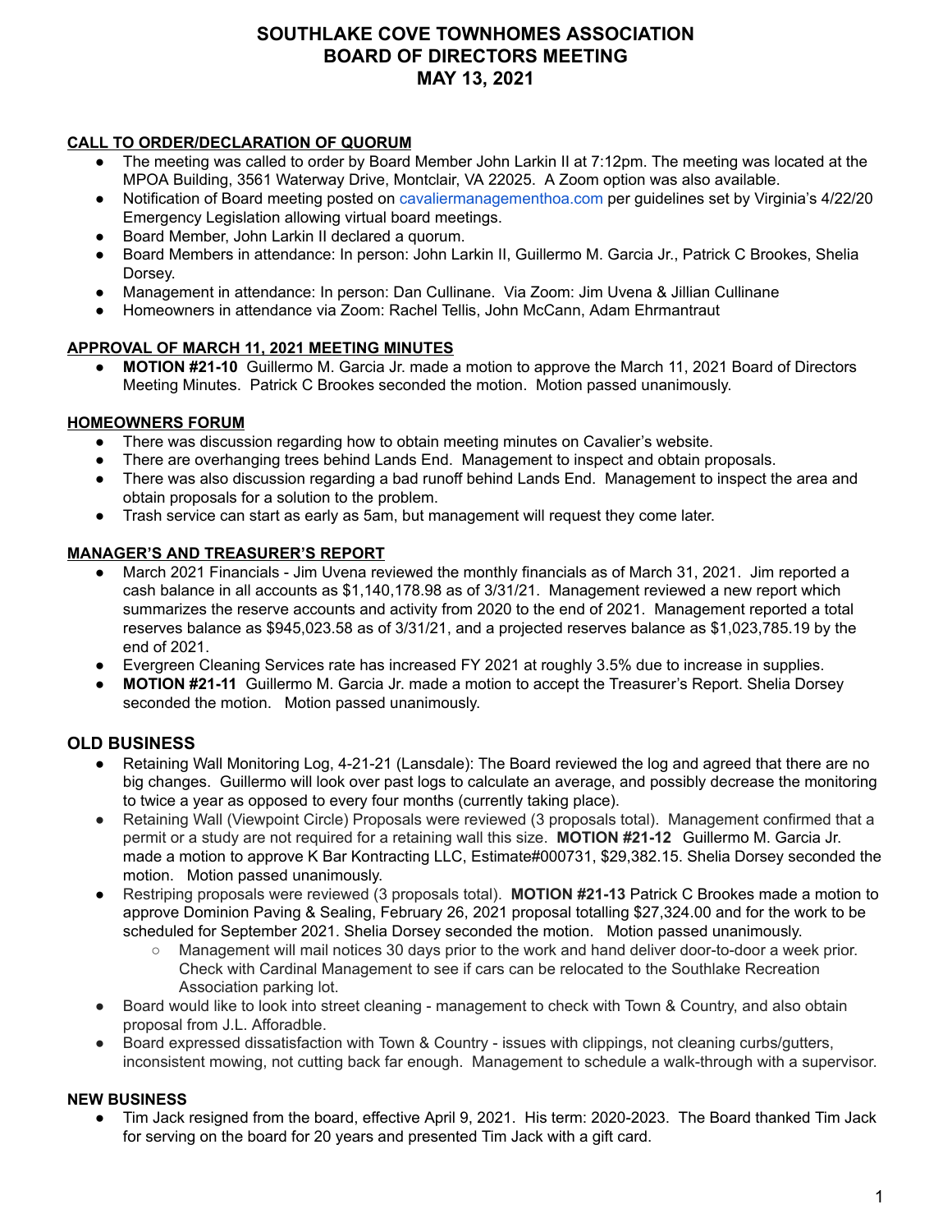# SOUTHLAKE COVE TOWNHOMES ASSOCIATION
# BOARD OF DIRECTORS MEETING
# MAY 13, 2021

## CALL TO ORDER/DECLARATION OF QUORUM

- The meeting was called to order by Board Member John Larkin II at 7:12pm. The meeting was located at the MPOA Building, 3561 Waterway Drive, Montclair, VA 22025. A Zoom option was also available.
- Notification of Board meeting posted on cavaliermanagementhoa.com per guidelines set by Virginia's 4/22/20 Emergency Legislation allowing virtual board meetings.
- Board Member, John Larkin II declared a quorum.
- Board Members in attendance: In person: John Larkin II, Guillermo M. Garcia Jr., Patrick C Brookes, Shelia Dorsey.
- Management in attendance: In person: Dan Cullinane. Via Zoom: Jim Uvena & Jillian Cullinane
- Homeowners in attendance via Zoom: Rachel Tellis, John McCann, Adam Ehrmantraut

## APPROVAL OF MARCH 11, 2021 MEETING MINUTES

- **MOTION #21-10** Guillermo M. Garcia Jr. made a motion to approve the March 11, 2021 Board of Directors Meeting Minutes. Patrick C Brookes seconded the motion. Motion passed unanimously.

## HOMEOWNERS FORUM

- There was discussion regarding how to obtain meeting minutes on Cavalier's website.
- There are overhanging trees behind Lands End. Management to inspect and obtain proposals.
- There was also discussion regarding a bad runoff behind Lands End. Management to inspect the area and obtain proposals for a solution to the problem.
- Trash service can start as early as 5am, but management will request they come later.

## MANAGER'S AND TREASURER'S REPORT

- March 2021 Financials - Jim Uvena reviewed the monthly financials as of March 31, 2021. Jim reported a cash balance in all accounts as $1,140,178.98 as of 3/31/21. Management reviewed a new report which summarizes the reserve accounts and activity from 2020 to the end of 2021. Management reported a total reserves balance as $945,023.58 as of 3/31/21, and a projected reserves balance as $1,023,785.19 by the end of 2021.
- Evergreen Cleaning Services rate has increased FY 2021 at roughly 3.5% due to increase in supplies.
- **MOTION #21-11** Guillermo M. Garcia Jr. made a motion to accept the Treasurer's Report. Shelia Dorsey seconded the motion. Motion passed unanimously.

## OLD BUSINESS

- Retaining Wall Monitoring Log, 4-21-21 (Lansdale): The Board reviewed the log and agreed that there are no big changes. Guillermo will look over past logs to calculate an average, and possibly decrease the monitoring to twice a year as opposed to every four months (currently taking place).
- Retaining Wall (Viewpoint Circle) Proposals were reviewed (3 proposals total). Management confirmed that a permit or a study are not required for a retaining wall this size. **MOTION #21-12** Guillermo M. Garcia Jr. made a motion to approve K Bar Kontracting LLC, Estimate#000731, $29,382.15. Shelia Dorsey seconded the motion. Motion passed unanimously.
- Restriping proposals were reviewed (3 proposals total). **MOTION #21-13** Patrick C Brookes made a motion to approve Dominion Paving & Sealing, February 26, 2021 proposal totalling $27,324.00 and for the work to be scheduled for September 2021. Shelia Dorsey seconded the motion. Motion passed unanimously.
  - Management will mail notices 30 days prior to the work and hand deliver door-to-door a week prior. Check with Cardinal Management to see if cars can be relocated to the Southlake Recreation Association parking lot.
- Board would like to look into street cleaning - management to check with Town & Country, and also obtain proposal from J.L. Afforadble.
- Board expressed dissatisfaction with Town & Country - issues with clippings, not cleaning curbs/gutters, inconsistent mowing, not cutting back far enough. Management to schedule a walk-through with a supervisor.

## NEW BUSINESS

- Tim Jack resigned from the board, effective April 9, 2021. His term: 2020-2023. The Board thanked Tim Jack for serving on the board for 20 years and presented Tim Jack with a gift card.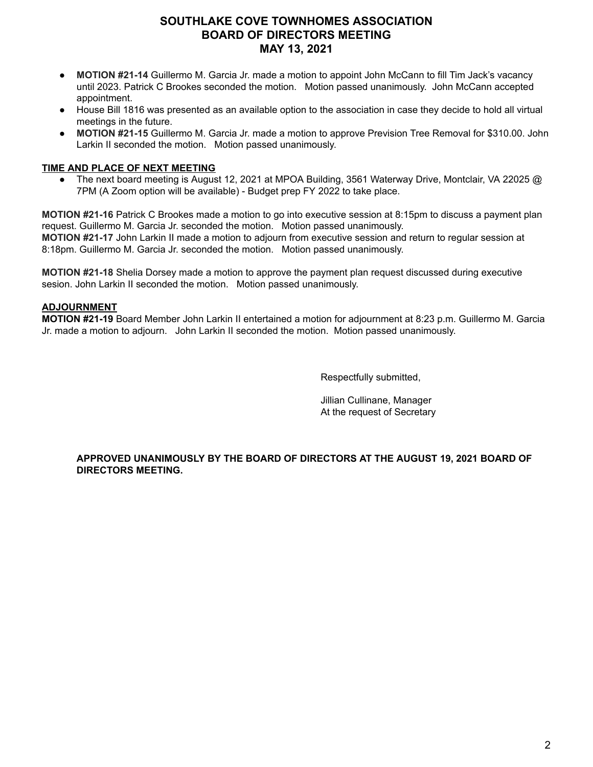# SOUTHLAKE COVE TOWNHOMES ASSOCIATION
# BOARD OF DIRECTORS MEETING
# MAY 13, 2021

- **MOTION #21-14** Guillermo M. Garcia Jr. made a motion to appoint John McCann to fill Tim Jack's vacancy until 2023. Patrick C Brookes seconded the motion. Motion passed unanimously. John McCann accepted appointment.
- House Bill 1816 was presented as an available option to the association in case they decide to hold all virtual meetings in the future.
- **MOTION #21-15** Guillermo M. Garcia Jr. made a motion to approve Prevision Tree Removal for $310.00. John Larkin II seconded the motion. Motion passed unanimously.

**TIME AND PLACE OF NEXT MEETING**

- The next board meeting is August 12, 2021 at MPOA Building, 3561 Waterway Drive, Montclair, VA 22025 @ 7PM (A Zoom option will be available) - Budget prep FY 2022 to take place.

**MOTION #21-16** Patrick C Brookes made a motion to go into executive session at 8:15pm to discuss a payment plan request. Guillermo M. Garcia Jr. seconded the motion. Motion passed unanimously.
**MOTION #21-17** John Larkin II made a motion to adjourn from executive session and return to regular session at 8:18pm. Guillermo M. Garcia Jr. seconded the motion. Motion passed unanimously.

**MOTION #21-18** Shelia Dorsey made a motion to approve the payment plan request discussed during executive sesion. John Larkin II seconded the motion. Motion passed unanimously.

**ADJOURNMENT**
**MOTION #21-19** Board Member John Larkin II entertained a motion for adjournment at 8:23 p.m. Guillermo M. Garcia Jr. made a motion to adjourn. John Larkin II seconded the motion. Motion passed unanimously.

Respectfully submitted,

Jillian Cullinane, Manager
At the request of Secretary

**APPROVED UNANIMOUSLY BY THE BOARD OF DIRECTORS AT THE AUGUST 19, 2021 BOARD OF DIRECTORS MEETING.**